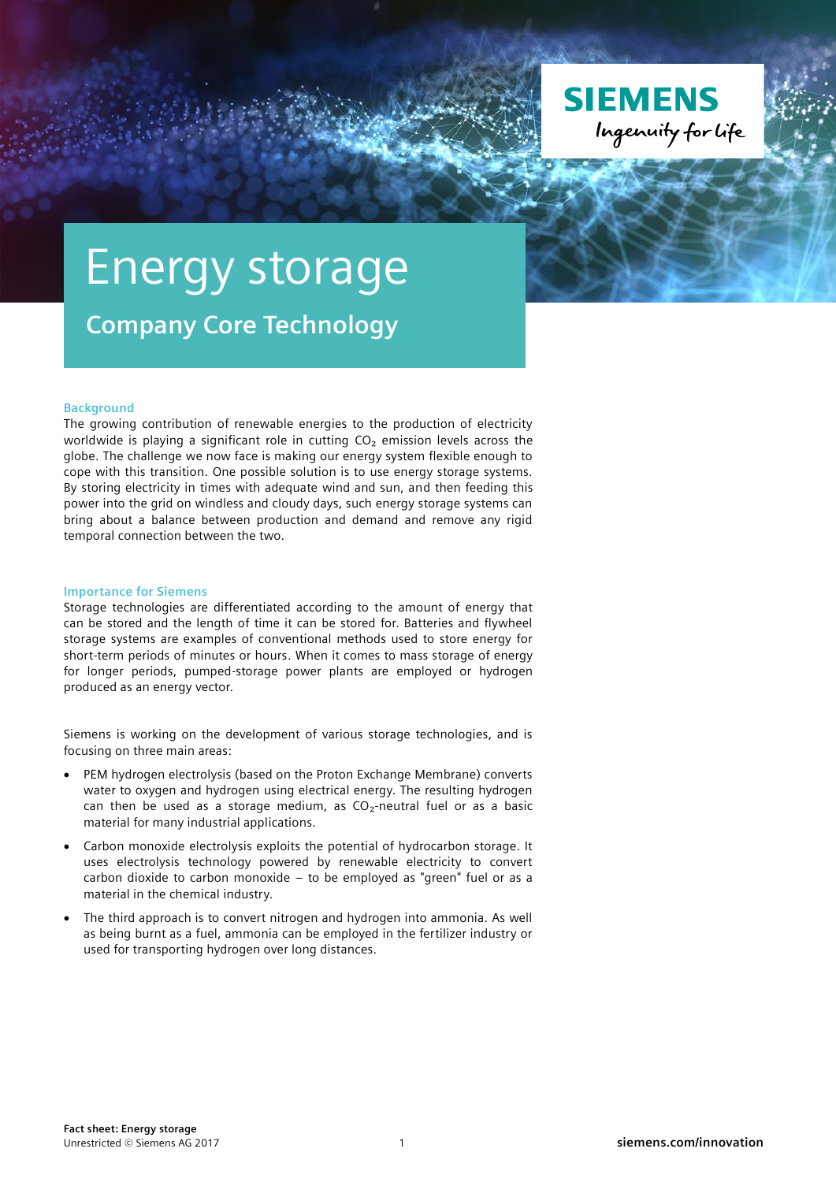# Energy storage

## Company Core Technology

### Background

The growing contribution of renewable energies to the production of electricity worldwide is playing a significant role in cutting $CO_2$ emission levels across the globe. The challenge we now face is making our energy system flexible enough to cope with this transition. One possible solution is to use energy storage systems. By storing electricity in times with adequate wind and sun, and then feeding this power into the grid on windless and cloudy days, such energy storage systems can bring about a balance between production and demand and remove any rigid temporal connection between the two.

### Importance for Siemens

Storage technologies are differentiated according to the amount of energy that can be stored and the length of time it can be stored for. Batteries and flywheel storage systems are examples of conventional methods used to store energy for short-term periods of minutes or hours. When it comes to mass storage of energy for longer periods, pumped-storage power plants are employed or hydrogen produced as an energy vector.

Siemens is working on the development of various storage technologies, and is focusing on three main areas:

- PEM hydrogen electrolysis (based on the Proton Exchange Membrane) converts water to oxygen and hydrogen using electrical energy. The resulting hydrogen can then be used as a storage medium, as $CO_2$-neutral fuel or as a basic material for many industrial applications.
- Carbon monoxide electrolysis exploits the potential of hydrocarbon storage. It uses electrolysis technology powered by renewable electricity to convert carbon dioxide to carbon monoxide – to be employed as "green" fuel or as a material in the chemical industry.
- The third approach is to convert nitrogen and hydrogen into ammonia. As well as being burnt as a fuel, ammonia can be employed in the fertilizer industry or used for transporting hydrogen over long distances.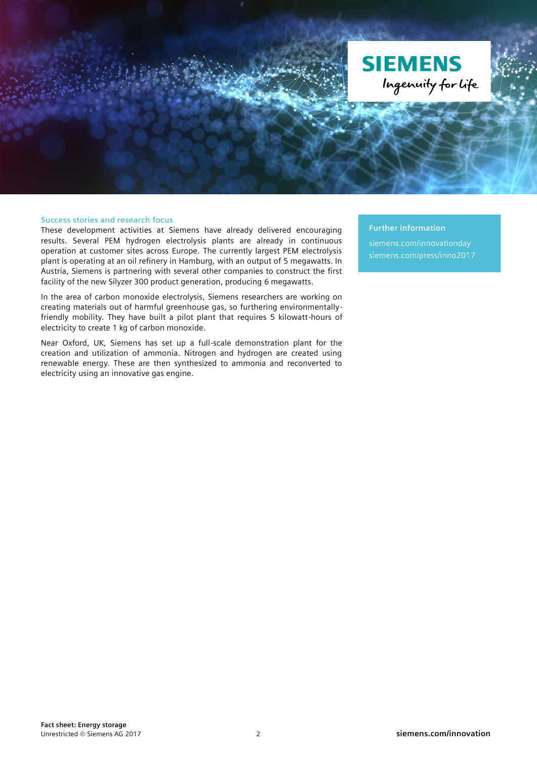### Success stories and research focus

These development activities at Siemens have already delivered encouraging results. Several PEM hydrogen electrolysis plants are already in continuous operation at customer sites across Europe. The currently largest PEM electrolysis plant is operating at an oil refinery in Hamburg, with an output of 5 megawatts. In Austria, Siemens is partnering with several other companies to construct the first facility of the new Silyzer 300 product generation, producing 6 megawatts.

In the area of carbon monoxide electrolysis, Siemens researchers are working on creating materials out of harmful greenhouse gas, so furthering environmentally-friendly mobility. They have built a pilot plant that requires 5 kilowatt-hours of electricity to create 1 kg of carbon monoxide.

Near Oxford, UK, Siemens has set up a full-scale demonstration plant for the creation and utilization of ammonia. Nitrogen and hydrogen are created using renewable energy. These are then synthesized to ammonia and reconverted to electricity using an innovative gas engine.

**Further information**

siemens.com/innovationday
siemens.com/press/inno2017

**Fact sheet: Energy storage**
Unrestricted © Siemens AG 2017

**siemens.com/innovation**